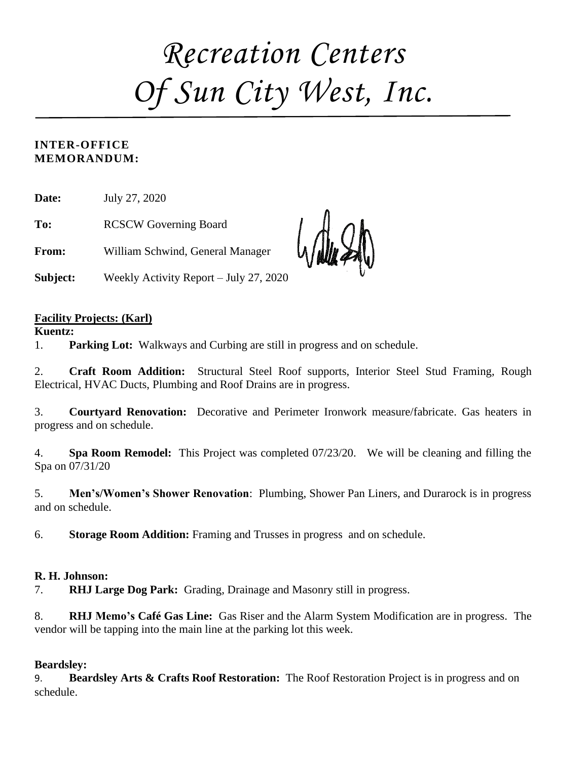# *Recreation Centers Of Sun City West, Inc.*

**INTER-OFFICE MEMORANDUM:**

**Date:** July 27, 2020

**To:** RCSCW Governing Board

**From:** William Schwind, General Manager

**Subject:** Weekly Activity Report – July 27, 2020

**Facility Projects: (Karl)**

**Kuentz:**

1. **Parking Lot:** Walkways and Curbing are still in progress and on schedule.

2. **Craft Room Addition:** Structural Steel Roof supports, Interior Steel Stud Framing, Rough Electrical, HVAC Ducts, Plumbing and Roof Drains are in progress.

3. **Courtyard Renovation:** Decorative and Perimeter Ironwork measure/fabricate. Gas heaters in progress and on schedule.

4. **Spa Room Remodel:** This Project was completed 07/23/20. We will be cleaning and filling the Spa on 07/31/20

5. **Men's/Women's Shower Renovation**: Plumbing, Shower Pan Liners, and Durarock is in progress and on schedule.

6. **Storage Room Addition:** Framing and Trusses in progress and on schedule.

**R. H. Johnson:**

7. **RHJ Large Dog Park:** Grading, Drainage and Masonry still in progress.

8. **RHJ Memo's Café Gas Line:** Gas Riser and the Alarm System Modification are in progress. The vendor will be tapping into the main line at the parking lot this week.

**Beardsley:**

9. **Beardsley Arts & Crafts Roof Restoration:** The Roof Restoration Project is in progress and on schedule.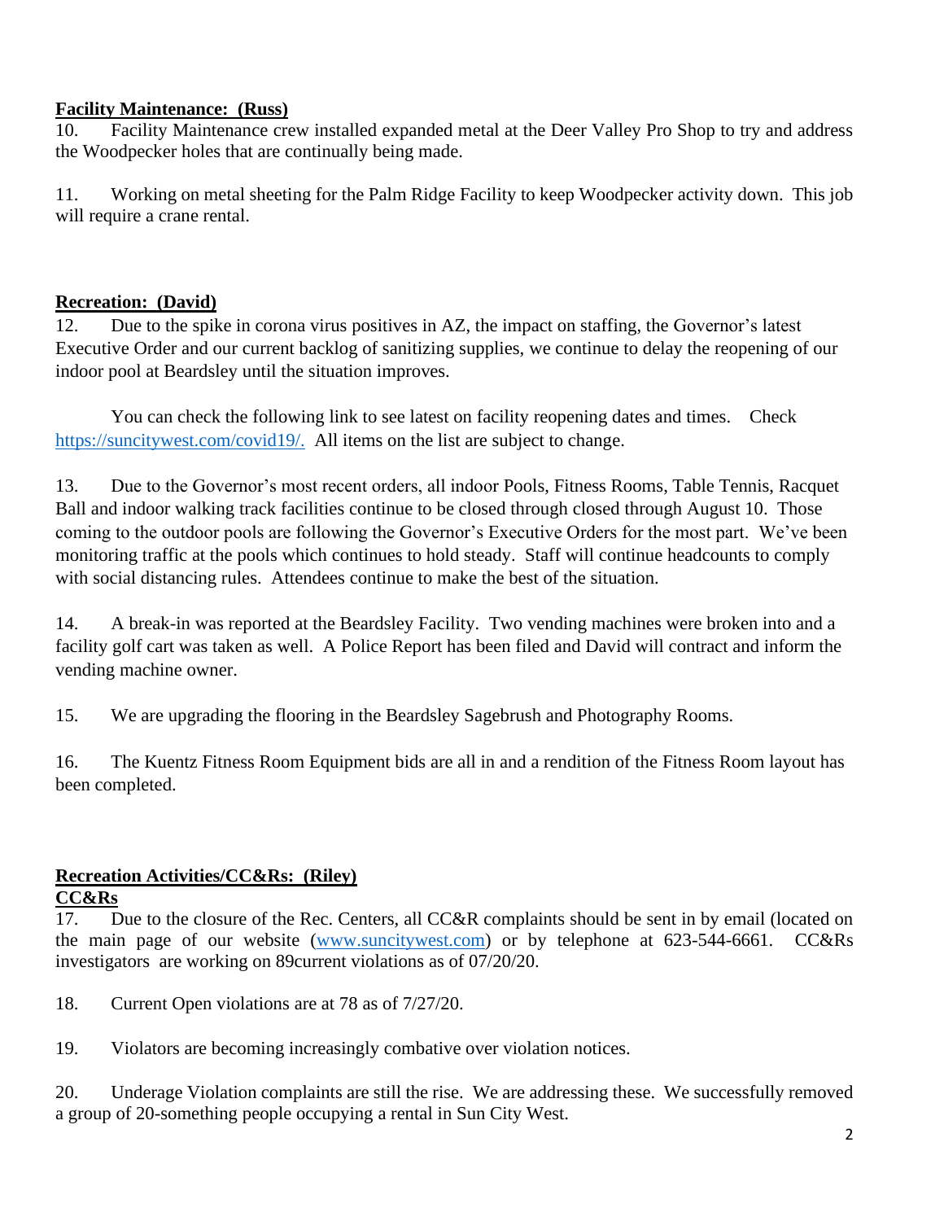**Facility Maintenance: (Russ)**

10. Facility Maintenance crew installed expanded metal at the Deer Valley Pro Shop to try and address the Woodpecker holes that are continually being made.

11. Working on metal sheeting for the Palm Ridge Facility to keep Woodpecker activity down. This job will require a crane rental.

**Recreation: (David)**

12. Due to the spike in corona virus positives in AZ, the impact on staffing, the Governor's latest Executive Order and our current backlog of sanitizing supplies, we continue to delay the reopening of our indoor pool at Beardsley until the situation improves.

You can check the following link to see latest on facility reopening dates and times. Check https://suncitywest.com/covid19/. All items on the list are subject to change.

13. Due to the Governor's most recent orders, all indoor Pools, Fitness Rooms, Table Tennis, Racquet Ball and indoor walking track facilities continue to be closed through closed through August 10. Those coming to the outdoor pools are following the Governor's Executive Orders for the most part. We've been monitoring traffic at the pools which continues to hold steady. Staff will continue headcounts to comply with social distancing rules. Attendees continue to make the best of the situation.

14. A break-in was reported at the Beardsley Facility. Two vending machines were broken into and a facility golf cart was taken as well. A Police Report has been filed and David will contract and inform the vending machine owner.

15. We are upgrading the flooring in the Beardsley Sagebrush and Photography Rooms.

16. The Kuentz Fitness Room Equipment bids are all in and a rendition of the Fitness Room layout has been completed.

**Recreation Activities/CC&Rs: (Riley)**

**CC&Rs**

17. Due to the closure of the Rec. Centers, all CC&R complaints should be sent in by email (located on the main page of our website (www.suncitywest.com) or by telephone at 623-544-6661. CC&Rs investigators are working on 89current violations as of 07/20/20.

18. Current Open violations are at 78 as of 7/27/20.

19. Violators are becoming increasingly combative over violation notices.

20. Underage Violation complaints are still the rise. We are addressing these. We successfully removed a group of 20-something people occupying a rental in Sun City West.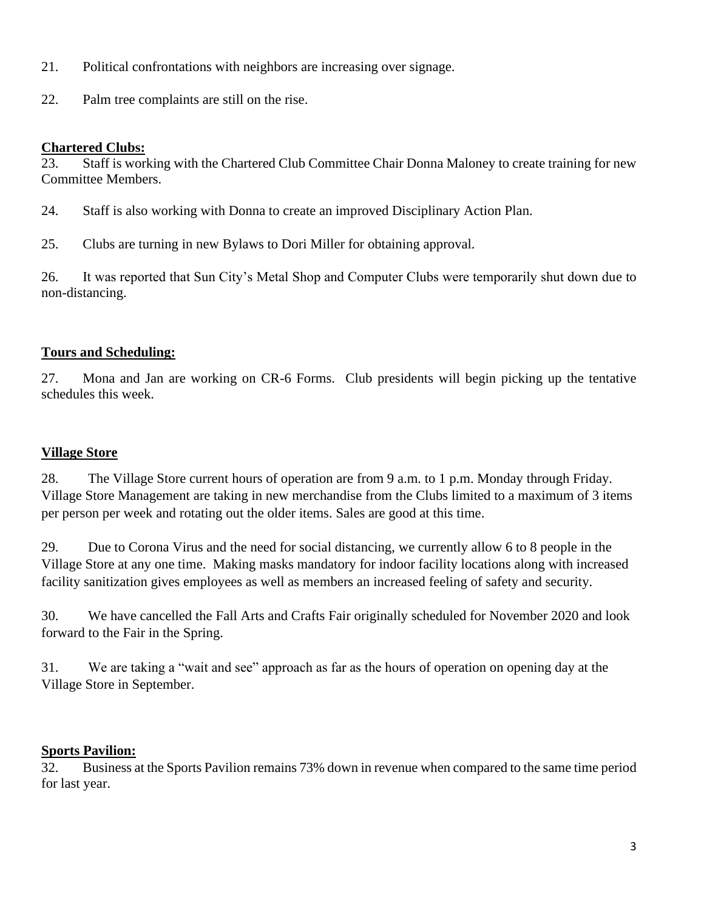21. Political confrontations with neighbors are increasing over signage.

22. Palm tree complaints are still on the rise.

**Chartered Clubs:**

23. Staff is working with the Chartered Club Committee Chair Donna Maloney to create training for new Committee Members.

24. Staff is also working with Donna to create an improved Disciplinary Action Plan.

25. Clubs are turning in new Bylaws to Dori Miller for obtaining approval.

26. It was reported that Sun City's Metal Shop and Computer Clubs were temporarily shut down due to non-distancing.

**Tours and Scheduling:**

27. Mona and Jan are working on CR-6 Forms. Club presidents will begin picking up the tentative schedules this week.

**Village Store**

28. The Village Store current hours of operation are from 9 a.m. to 1 p.m. Monday through Friday. Village Store Management are taking in new merchandise from the Clubs limited to a maximum of 3 items per person per week and rotating out the older items. Sales are good at this time.

29. Due to Corona Virus and the need for social distancing, we currently allow 6 to 8 people in the Village Store at any one time. Making masks mandatory for indoor facility locations along with increased facility sanitization gives employees as well as members an increased feeling of safety and security.

30. We have cancelled the Fall Arts and Crafts Fair originally scheduled for November 2020 and look forward to the Fair in the Spring.

31. We are taking a "wait and see" approach as far as the hours of operation on opening day at the Village Store in September.

**Sports Pavilion:**

32. Business at the Sports Pavilion remains 73% down in revenue when compared to the same time period for last year.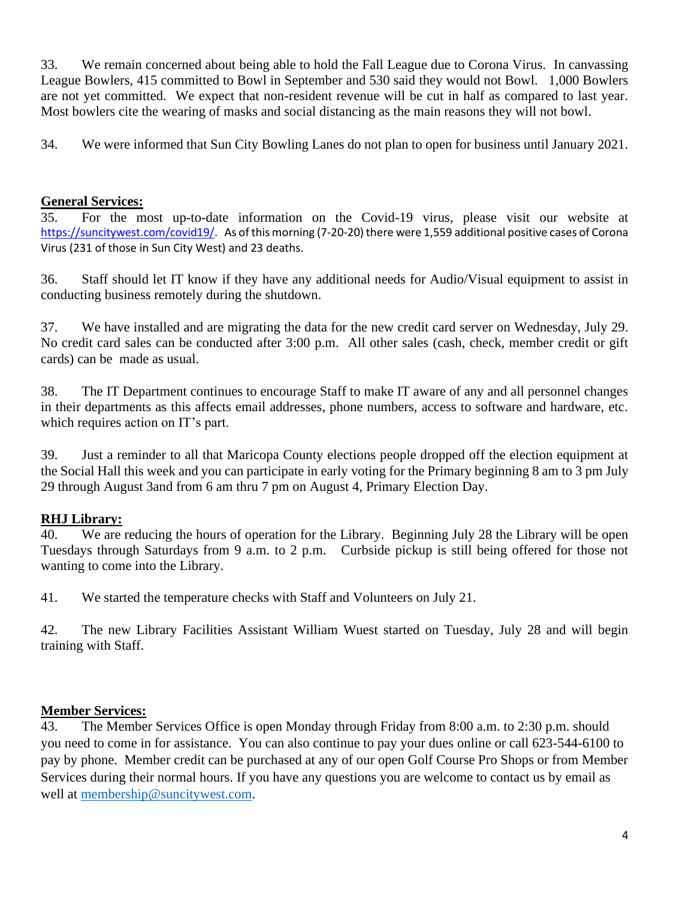33. We remain concerned about being able to hold the Fall League due to Corona Virus. In canvassing League Bowlers, 415 committed to Bowl in September and 530 said they would not Bowl. 1,000 Bowlers are not yet committed. We expect that non-resident revenue will be cut in half as compared to last year. Most bowlers cite the wearing of masks and social distancing as the main reasons they will not bowl.

34. We were informed that Sun City Bowling Lanes do not plan to open for business until January 2021.

**General Services:**

35. For the most up-to-date information on the Covid-19 virus, please visit our website at https://suncitywest.com/covid19/. As of this morning (7-20-20) there were 1,559 additional positive cases of Corona Virus (231 of those in Sun City West) and 23 deaths.

36. Staff should let IT know if they have any additional needs for Audio/Visual equipment to assist in conducting business remotely during the shutdown.

37. We have installed and are migrating the data for the new credit card server on Wednesday, July 29. No credit card sales can be conducted after 3:00 p.m. All other sales (cash, check, member credit or gift cards) can be made as usual.

38. The IT Department continues to encourage Staff to make IT aware of any and all personnel changes in their departments as this affects email addresses, phone numbers, access to software and hardware, etc. which requires action on IT's part.

39. Just a reminder to all that Maricopa County elections people dropped off the election equipment at the Social Hall this week and you can participate in early voting for the Primary beginning 8 am to 3 pm July 29 through August 3and from 6 am thru 7 pm on August 4, Primary Election Day.

**RHJ Library:**

40. We are reducing the hours of operation for the Library. Beginning July 28 the Library will be open Tuesdays through Saturdays from 9 a.m. to 2 p.m. Curbside pickup is still being offered for those not wanting to come into the Library.

41. We started the temperature checks with Staff and Volunteers on July 21.

42. The new Library Facilities Assistant William Wuest started on Tuesday, July 28 and will begin training with Staff.

**Member Services:**

43. The Member Services Office is open Monday through Friday from 8:00 a.m. to 2:30 p.m. should you need to come in for assistance. You can also continue to pay your dues online or call 623-544-6100 to pay by phone. Member credit can be purchased at any of our open Golf Course Pro Shops or from Member Services during their normal hours. If you have any questions you are welcome to contact us by email as well at membership@suncitywest.com.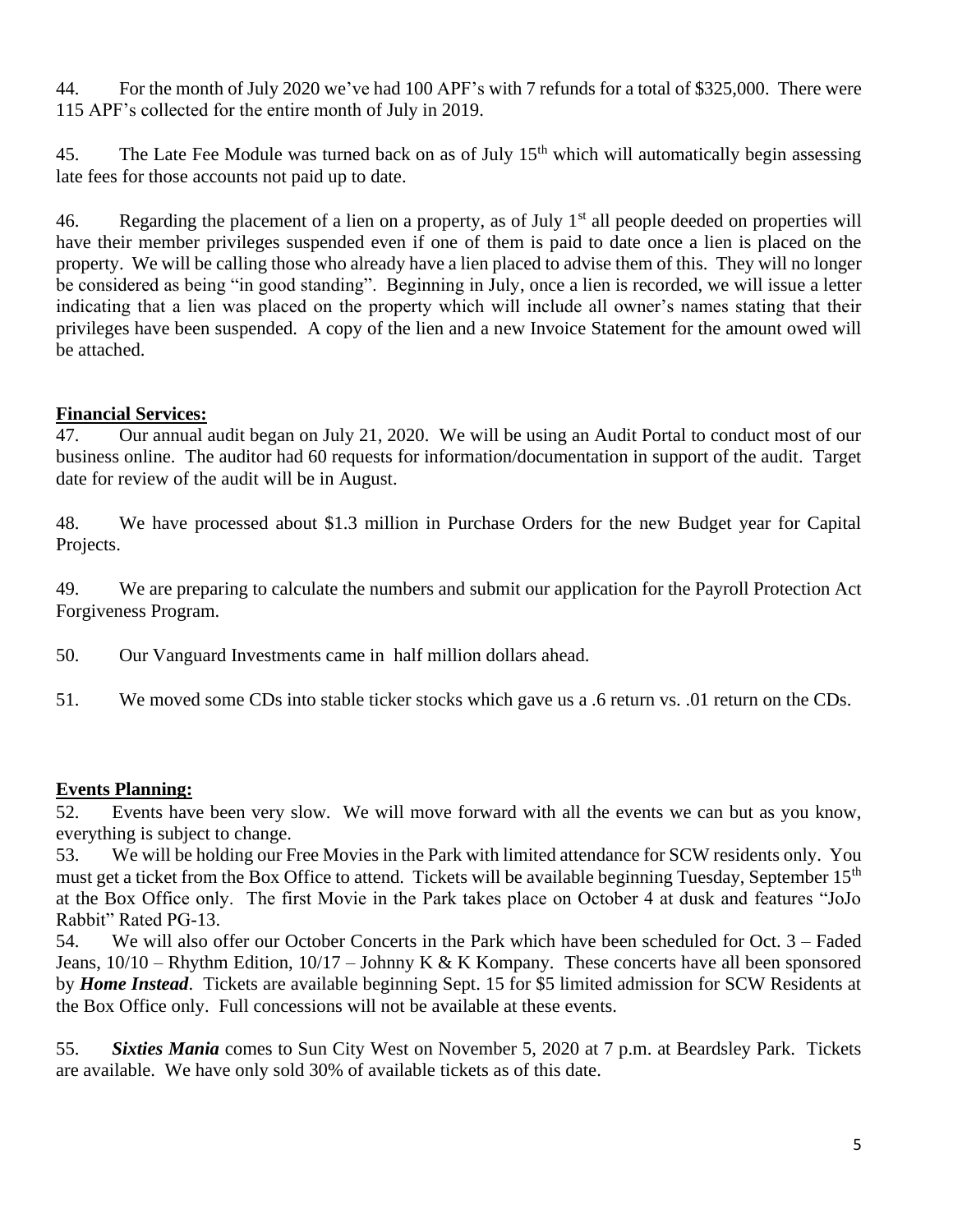44. For the month of July 2020 we've had 100 APF's with 7 refunds for a total of $325,000. There were 115 APF's collected for the entire month of July in 2019.

45. The Late Fee Module was turned back on as of July 15th which will automatically begin assessing late fees for those accounts not paid up to date.

46. Regarding the placement of a lien on a property, as of July 1st all people deeded on properties will have their member privileges suspended even if one of them is paid to date once a lien is placed on the property. We will be calling those who already have a lien placed to advise them of this. They will no longer be considered as being "in good standing". Beginning in July, once a lien is recorded, we will issue a letter indicating that a lien was placed on the property which will include all owner's names stating that their privileges have been suspended. A copy of the lien and a new Invoice Statement for the amount owed will be attached.

**Financial Services:**

47. Our annual audit began on July 21, 2020. We will be using an Audit Portal to conduct most of our business online. The auditor had 60 requests for information/documentation in support of the audit. Target date for review of the audit will be in August.

48. We have processed about $1.3 million in Purchase Orders for the new Budget year for Capital Projects.

49. We are preparing to calculate the numbers and submit our application for the Payroll Protection Act Forgiveness Program.

50. Our Vanguard Investments came in half million dollars ahead.

51. We moved some CDs into stable ticker stocks which gave us a .6 return vs. .01 return on the CDs.

**Events Planning:**

52. Events have been very slow. We will move forward with all the events we can but as you know, everything is subject to change.

53. We will be holding our Free Movies in the Park with limited attendance for SCW residents only. You must get a ticket from the Box Office to attend. Tickets will be available beginning Tuesday, September 15th at the Box Office only. The first Movie in the Park takes place on October 4 at dusk and features "JoJo Rabbit" Rated PG-13.

54. We will also offer our October Concerts in the Park which have been scheduled for Oct. 3 – Faded Jeans, 10/10 – Rhythm Edition, 10/17 – Johnny K & K Kompany. These concerts have all been sponsored by ***Home Instead***. Tickets are available beginning Sept. 15 for $5 limited admission for SCW Residents at the Box Office only. Full concessions will not be available at these events.

55. ***Sixties Mania*** comes to Sun City West on November 5, 2020 at 7 p.m. at Beardsley Park. Tickets are available. We have only sold 30% of available tickets as of this date.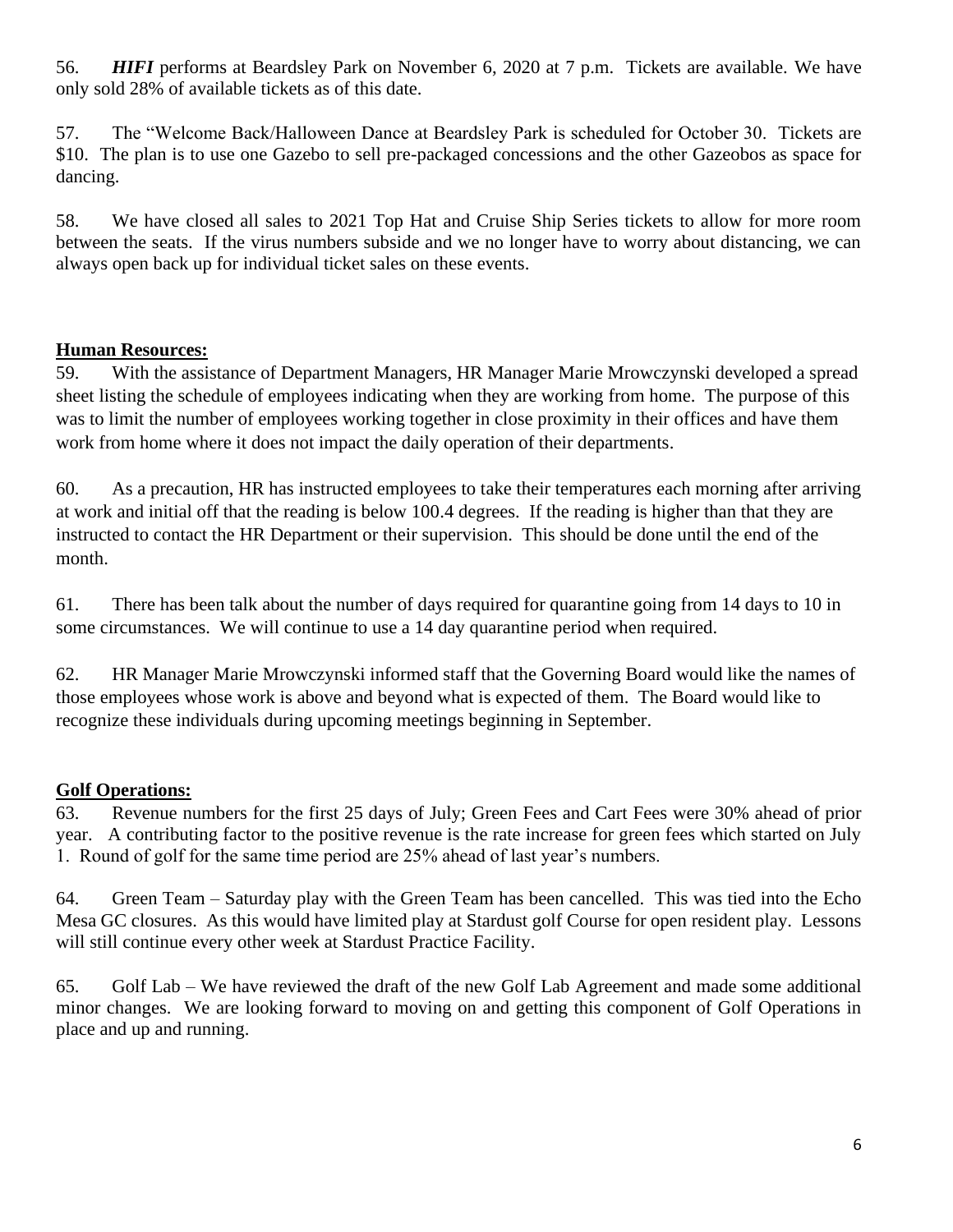56. ***HIFI*** performs at Beardsley Park on November 6, 2020 at 7 p.m. Tickets are available. We have only sold 28% of available tickets as of this date.

57. The "Welcome Back/Halloween Dance at Beardsley Park is scheduled for October 30. Tickets are $10. The plan is to use one Gazebo to sell pre-packaged concessions and the other Gazeobos as space for dancing.

58. We have closed all sales to 2021 Top Hat and Cruise Ship Series tickets to allow for more room between the seats. If the virus numbers subside and we no longer have to worry about distancing, we can always open back up for individual ticket sales on these events.

## **Human Resources:**

59. With the assistance of Department Managers, HR Manager Marie Mrowczynski developed a spread sheet listing the schedule of employees indicating when they are working from home. The purpose of this was to limit the number of employees working together in close proximity in their offices and have them work from home where it does not impact the daily operation of their departments.

60. As a precaution, HR has instructed employees to take their temperatures each morning after arriving at work and initial off that the reading is below 100.4 degrees. If the reading is higher than that they are instructed to contact the HR Department or their supervision. This should be done until the end of the month.

61. There has been talk about the number of days required for quarantine going from 14 days to 10 in some circumstances. We will continue to use a 14 day quarantine period when required.

62. HR Manager Marie Mrowczynski informed staff that the Governing Board would like the names of those employees whose work is above and beyond what is expected of them. The Board would like to recognize these individuals during upcoming meetings beginning in September.

## **Golf Operations:**

63. Revenue numbers for the first 25 days of July; Green Fees and Cart Fees were 30% ahead of prior year. A contributing factor to the positive revenue is the rate increase for green fees which started on July 1. Round of golf for the same time period are 25% ahead of last year's numbers.

64. Green Team – Saturday play with the Green Team has been cancelled. This was tied into the Echo Mesa GC closures. As this would have limited play at Stardust golf Course for open resident play. Lessons will still continue every other week at Stardust Practice Facility.

65. Golf Lab – We have reviewed the draft of the new Golf Lab Agreement and made some additional minor changes. We are looking forward to moving on and getting this component of Golf Operations in place and up and running.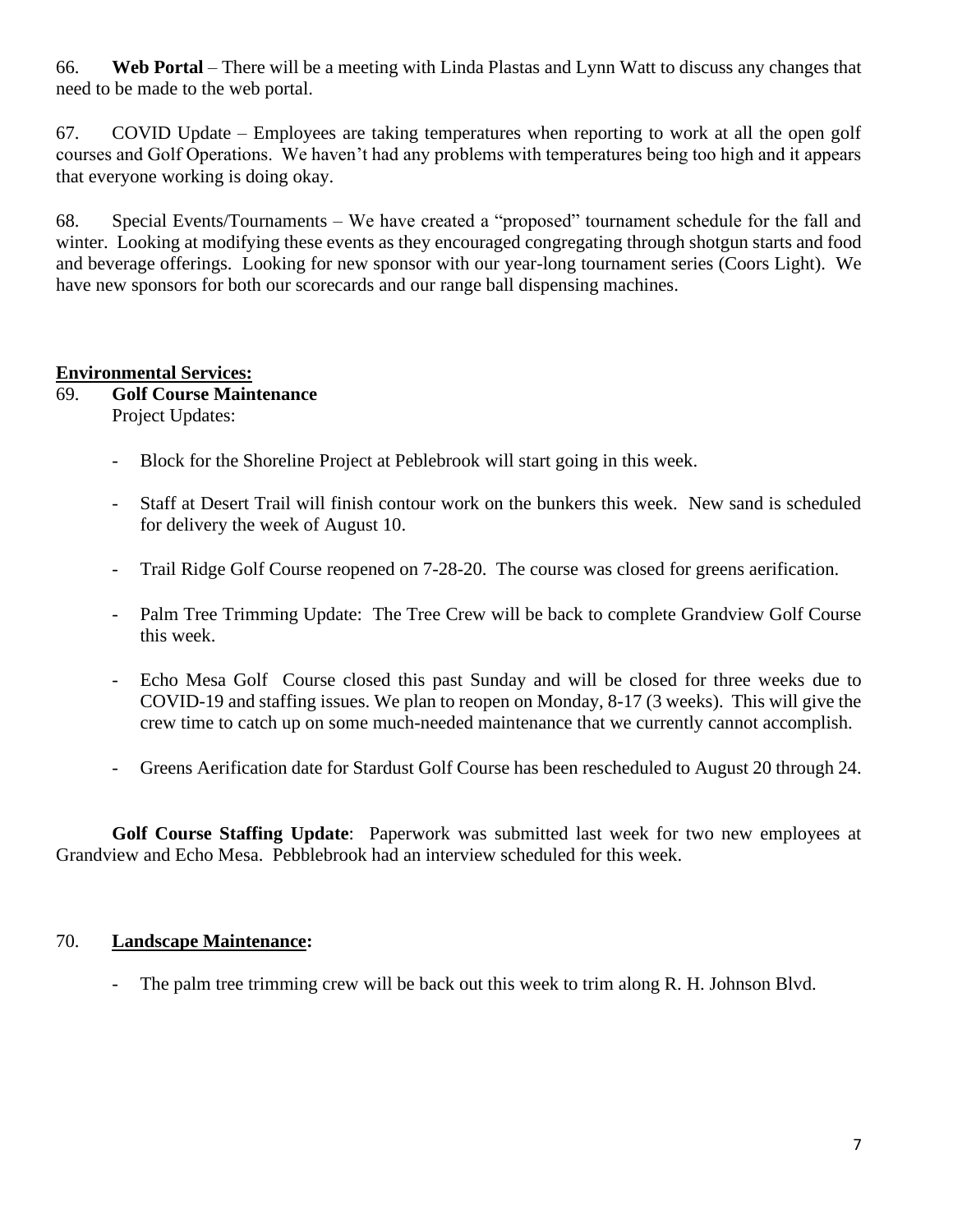66. **Web Portal** – There will be a meeting with Linda Plastas and Lynn Watt to discuss any changes that need to be made to the web portal.

67. COVID Update – Employees are taking temperatures when reporting to work at all the open golf courses and Golf Operations. We haven't had any problems with temperatures being too high and it appears that everyone working is doing okay.

68. Special Events/Tournaments – We have created a "proposed" tournament schedule for the fall and winter. Looking at modifying these events as they encouraged congregating through shotgun starts and food and beverage offerings. Looking for new sponsor with our year-long tournament series (Coors Light). We have new sponsors for both our scorecards and our range ball dispensing machines.

**Environmental Services:**

69. **Golf Course Maintenance**

Project Updates:

- Block for the Shoreline Project at Peblebrook will start going in this week.
- Staff at Desert Trail will finish contour work on the bunkers this week. New sand is scheduled for delivery the week of August 10.
- Trail Ridge Golf Course reopened on 7-28-20. The course was closed for greens aerification.
- Palm Tree Trimming Update: The Tree Crew will be back to complete Grandview Golf Course this week.
- Echo Mesa Golf Course closed this past Sunday and will be closed for three weeks due to COVID-19 and staffing issues. We plan to reopen on Monday, 8-17 (3 weeks). This will give the crew time to catch up on some much-needed maintenance that we currently cannot accomplish.
- Greens Aerification date for Stardust Golf Course has been rescheduled to August 20 through 24.

**Golf Course Staffing Update**: Paperwork was submitted last week for two new employees at Grandview and Echo Mesa. Pebblebrook had an interview scheduled for this week.

70. **Landscape Maintenance:**

- The palm tree trimming crew will be back out this week to trim along R. H. Johnson Blvd.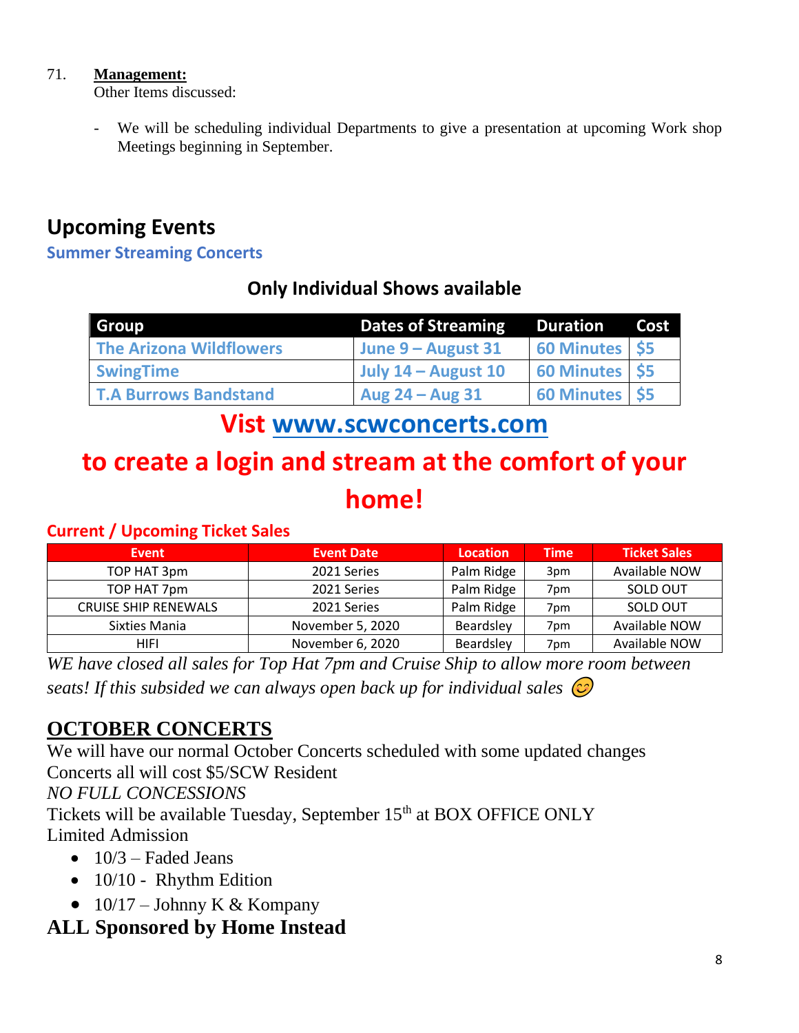71. **Management:**
Other Items discussed:

- We will be scheduling individual Departments to give a presentation at upcoming Work shop Meetings beginning in September.

## Upcoming Events

### Summer Streaming Concerts

**Only Individual Shows available**

| Group | Dates of Streaming | Duration | Cost |
|---|---|---|---|
| The Arizona Wildflowers | June 9 – August 31 | 60 Minutes | $5 |
| SwingTime | July 14 – August 10 | 60 Minutes | $5 |
| T.A Burrows Bandstand | Aug 24 – Aug 31 | 60 Minutes | $5 |

**Visit www.scwconcerts.com**

**to create a login and stream at the comfort of your home!**

### Current / Upcoming Ticket Sales

| Event | Event Date | Location | Time | Ticket Sales |
|---|---|---|---|---|
| TOP HAT 3pm | 2021 Series | Palm Ridge | 3pm | Available NOW |
| TOP HAT 7pm | 2021 Series | Palm Ridge | 7pm | SOLD OUT |
| CRUISE SHIP RENEWALS | 2021 Series | Palm Ridge | 7pm | SOLD OUT |
| Sixties Mania | November 5, 2020 | Beardsley | 7pm | Available NOW |
| HIFI | November 6, 2020 | Beardsley | 7pm | Available NOW |

*WE have closed all sales for Top Hat 7pm and Cruise Ship to allow more room between seats! If this subsided we can always open back up for individual sales* 😊

## OCTOBER CONCERTS

We will have our normal October Concerts scheduled with some updated changes
Concerts all will cost $5/SCW Resident
*NO FULL CONCESSIONS*
Tickets will be available Tuesday, September 15th at BOX OFFICE ONLY
Limited Admission

- 10/3 – Faded Jeans
- 10/10 - Rhythm Edition
- 10/17 – Johnny K & Kompany

**ALL Sponsored by Home Instead**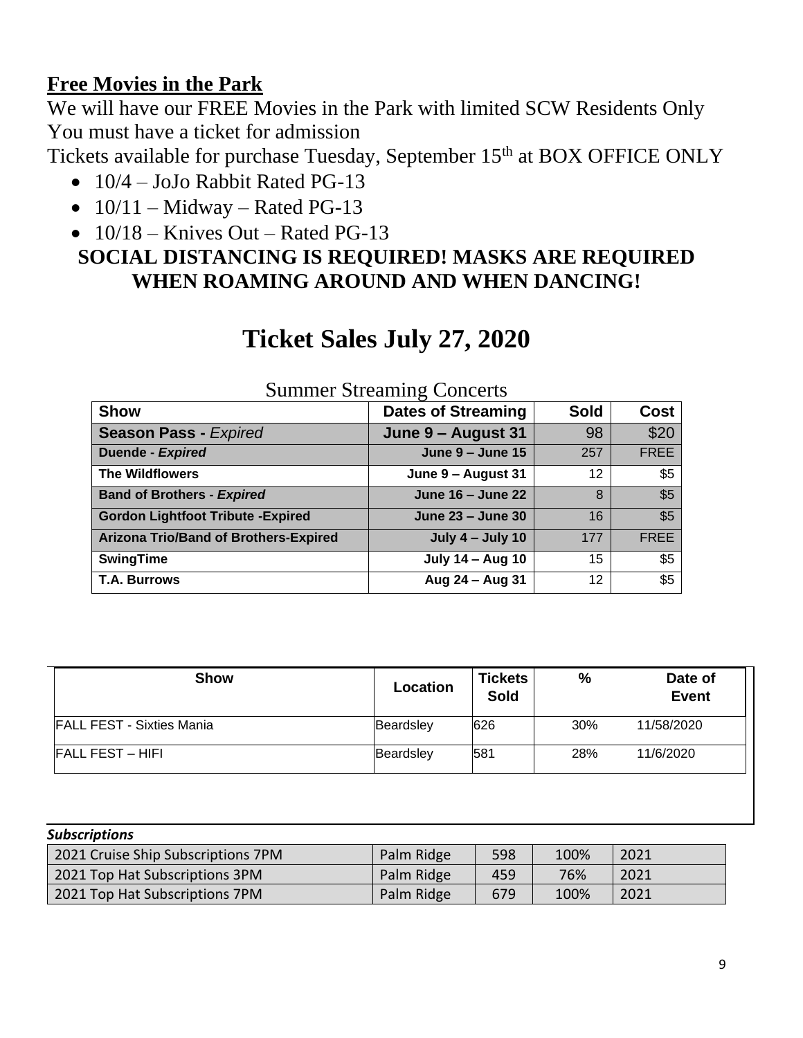## **Free Movies in the Park**

We will have our FREE Movies in the Park with limited SCW Residents Only
You must have a ticket for admission
Tickets available for purchase Tuesday, September 15th at BOX OFFICE ONLY

- 10/4 – JoJo Rabbit Rated PG-13
- 10/11 – Midway – Rated PG-13
- 10/18 – Knives Out – Rated PG-13

**SOCIAL DISTANCING IS REQUIRED! MASKS ARE REQUIRED WHEN ROAMING AROUND AND WHEN DANCING!**

# Ticket Sales July 27, 2020

Summer Streaming Concerts

| Show | Dates of Streaming | Sold | Cost |
|---|---|---|---|
| **Season Pass -** *Expired* | **June 9 – August 31** | 98 | $20 |
| **Duende - *Expired*** | **June 9 – June 15** | 257 | FREE |
| **The Wildflowers** | **June 9 – August 31** | 12 | $5 |
| **Band of Brothers - *Expired*** | **June 16 – June 22** | 8 | $5 |
| **Gordon Lightfoot Tribute -Expired** | **June 23 – June 30** | 16 | $5 |
| **Arizona Trio/Band of Brothers-Expired** | **July 4 – July 10** | 177 | FREE |
| **SwingTime** | **July 14 – Aug 10** | 15 | $5 |
| **T.A. Burrows** | **Aug 24 – Aug 31** | 12 | $5 |

| Show | Location | Tickets Sold | % | Date of Event |
|---|---|---|---|---|
| FALL FEST - Sixties Mania | Beardsley | 626 | 30% | 11/58/2020 |
| FALL FEST – HIFI | Beardsley | 581 | 28% | 11/6/2020 |

***Subscriptions***

| | | | | |
|---|---|---|---|---|
| 2021 Cruise Ship Subscriptions 7PM | Palm Ridge | 598 | 100% | 2021 |
| 2021 Top Hat Subscriptions 3PM | Palm Ridge | 459 | 76% | 2021 |
| 2021 Top Hat Subscriptions 7PM | Palm Ridge | 679 | 100% | 2021 |